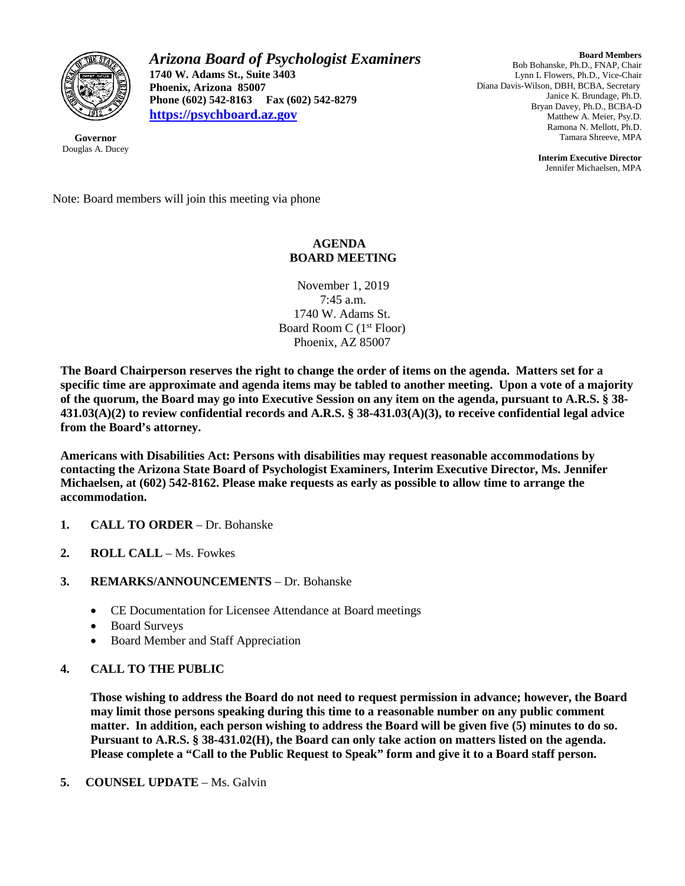**Arizona Board of Psychologist Examiners**
**1740 W. Adams St., Suite 3403**
**Phoenix, Arizona 85007**
**Phone (602) 542-8163 Fax (602) 542-8279**
**https://psychboard.az.gov**

**Governor**
Douglas A. Ducey

**Board Members**
Bob Bohanske, Ph.D., FNAP, Chair
Lynn L Flowers, Ph.D., Vice-Chair
Diana Davis-Wilson, DBH, BCBA, Secretary
Janice K. Brundage, Ph.D.
Bryan Davey, Ph.D., BCBA-D
Matthew A. Meier, Psy.D.
Ramona N. Mellott, Ph.D.
Tamara Shreeve, MPA

**Interim Executive Director**
Jennifer Michaelsen, MPA

Note: Board members will join this meeting via phone

# AGENDA
# BOARD MEETING

November 1, 2019
7:45 a.m.
1740 W. Adams St.
Board Room C (1st Floor)
Phoenix, AZ 85007

**The Board Chairperson reserves the right to change the order of items on the agenda. Matters set for a specific time are approximate and agenda items may be tabled to another meeting. Upon a vote of a majority of the quorum, the Board may go into Executive Session on any item on the agenda, pursuant to A.R.S. § 38-431.03(A)(2) to review confidential records and A.R.S. § 38-431.03(A)(3), to receive confidential legal advice from the Board's attorney.**

**Americans with Disabilities Act: Persons with disabilities may request reasonable accommodations by contacting the Arizona State Board of Psychologist Examiners, Interim Executive Director, Ms. Jennifer Michaelsen, at (602) 542-8162. Please make requests as early as possible to allow time to arrange the accommodation.**

1. **CALL TO ORDER** – Dr. Bohanske

2. **ROLL CALL** – Ms. Fowkes

3. **REMARKS/ANNOUNCEMENTS** – Dr. Bohanske

   - CE Documentation for Licensee Attendance at Board meetings
   - Board Surveys
   - Board Member and Staff Appreciation

4. **CALL TO THE PUBLIC**

   **Those wishing to address the Board do not need to request permission in advance; however, the Board may limit those persons speaking during this time to a reasonable number on any public comment matter. In addition, each person wishing to address the Board will be given five (5) minutes to do so. Pursuant to A.R.S. § 38-431.02(H), the Board can only take action on matters listed on the agenda. Please complete a "Call to the Public Request to Speak" form and give it to a Board staff person.**

5. **COUNSEL UPDATE** – Ms. Galvin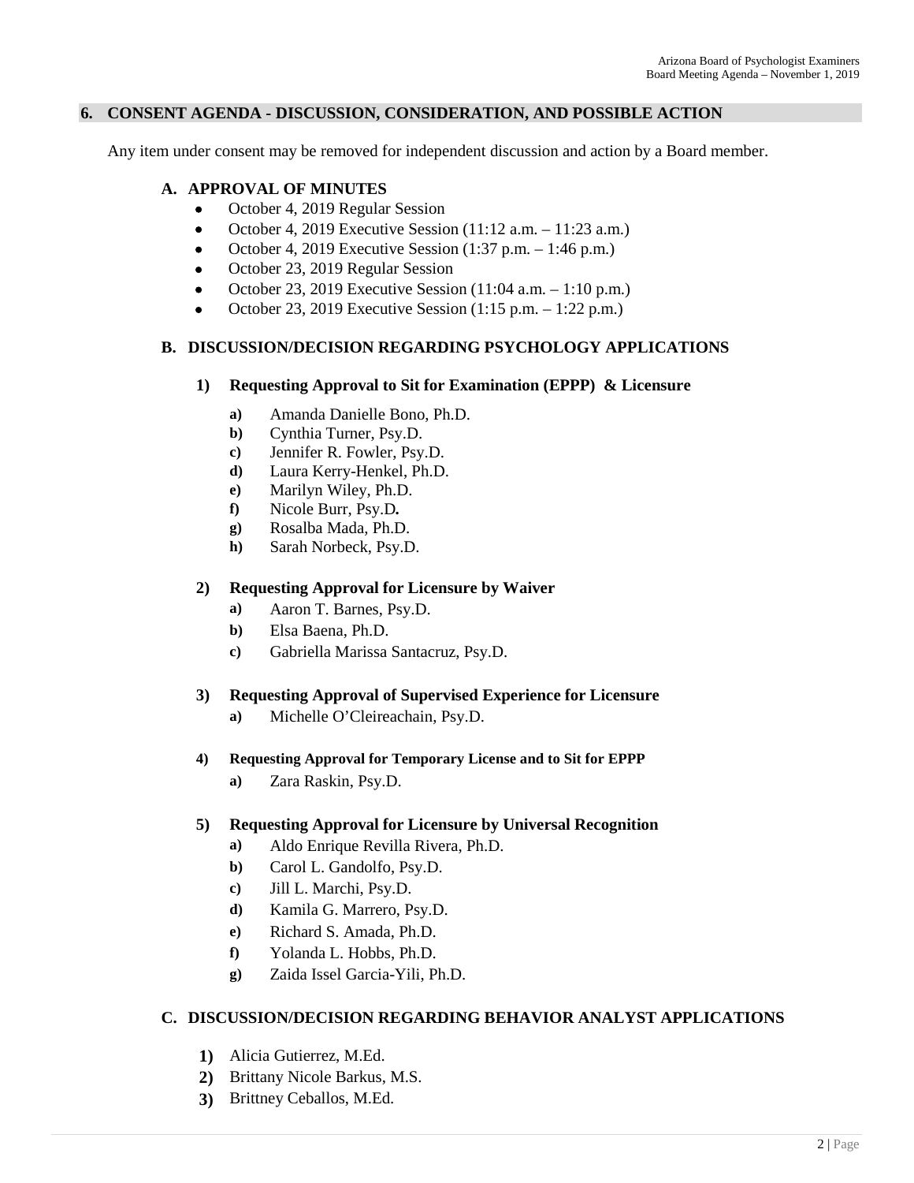## 6. CONSENT AGENDA - DISCUSSION, CONSIDERATION, AND POSSIBLE ACTION

Any item under consent may be removed for independent discussion and action by a Board member.

### A. APPROVAL OF MINUTES

- October 4, 2019 Regular Session
- October 4, 2019 Executive Session (11:12 a.m. – 11:23 a.m.)
- October 4, 2019 Executive Session (1:37 p.m. – 1:46 p.m.)
- October 23, 2019 Regular Session
- October 23, 2019 Executive Session (11:04 a.m. – 1:10 p.m.)
- October 23, 2019 Executive Session (1:15 p.m. – 1:22 p.m.)

### B. DISCUSSION/DECISION REGARDING PSYCHOLOGY APPLICATIONS

#### 1) Requesting Approval to Sit for Examination (EPPP) & Licensure

- **a)** Amanda Danielle Bono, Ph.D.
- **b)** Cynthia Turner, Psy.D.
- **c)** Jennifer R. Fowler, Psy.D.
- **d)** Laura Kerry-Henkel, Ph.D.
- **e)** Marilyn Wiley, Ph.D.
- **f)** Nicole Burr, Psy.D**.**
- **g)** Rosalba Mada, Ph.D.
- **h)** Sarah Norbeck, Psy.D.

#### 2) Requesting Approval for Licensure by Waiver

- **a)** Aaron T. Barnes, Psy.D.
- **b)** Elsa Baena, Ph.D.
- **c)** Gabriella Marissa Santacruz, Psy.D.

#### 3) Requesting Approval of Supervised Experience for Licensure

- **a)** Michelle O'Cleireachain, Psy.D.

#### 4) Requesting Approval for Temporary License and to Sit for EPPP

- **a)** Zara Raskin, Psy.D.

#### 5) Requesting Approval for Licensure by Universal Recognition

- **a)** Aldo Enrique Revilla Rivera, Ph.D.
- **b)** Carol L. Gandolfo, Psy.D.
- **c)** Jill L. Marchi, Psy.D.
- **d)** Kamila G. Marrero, Psy.D.
- **e)** Richard S. Amada, Ph.D.
- **f)** Yolanda L. Hobbs, Ph.D.
- **g)** Zaida Issel Garcia-Yili, Ph.D.

### C. DISCUSSION/DECISION REGARDING BEHAVIOR ANALYST APPLICATIONS

1) Alicia Gutierrez, M.Ed.
2) Brittany Nicole Barkus, M.S.
3) Brittney Ceballos, M.Ed.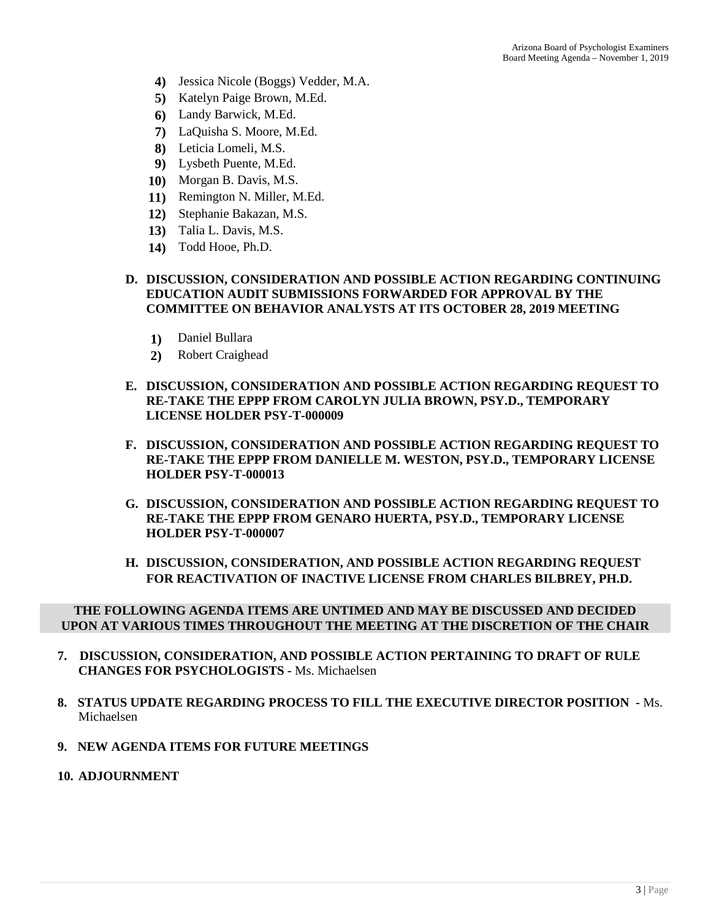4) Jessica Nicole (Boggs) Vedder, M.A.
5) Katelyn Paige Brown, M.Ed.
6) Landy Barwick, M.Ed.
7) LaQuisha S. Moore, M.Ed.
8) Leticia Lomeli, M.S.
9) Lysbeth Puente, M.Ed.
10) Morgan B. Davis, M.S.
11) Remington N. Miller, M.Ed.
12) Stephanie Bakazan, M.S.
13) Talia L. Davis, M.S.
14) Todd Hooe, Ph.D.

**D. DISCUSSION, CONSIDERATION AND POSSIBLE ACTION REGARDING CONTINUING EDUCATION AUDIT SUBMISSIONS FORWARDED FOR APPROVAL BY THE COMMITTEE ON BEHAVIOR ANALYSTS AT ITS OCTOBER 28, 2019 MEETING**

1) Daniel Bullara
2) Robert Craighead

**E. DISCUSSION, CONSIDERATION AND POSSIBLE ACTION REGARDING REQUEST TO RE-TAKE THE EPPP FROM CAROLYN JULIA BROWN, PSY.D., TEMPORARY LICENSE HOLDER PSY-T-000009**

**F. DISCUSSION, CONSIDERATION AND POSSIBLE ACTION REGARDING REQUEST TO RE-TAKE THE EPPP FROM DANIELLE M. WESTON, PSY.D., TEMPORARY LICENSE HOLDER PSY-T-000013**

**G. DISCUSSION, CONSIDERATION AND POSSIBLE ACTION REGARDING REQUEST TO RE-TAKE THE EPPP FROM GENARO HUERTA, PSY.D., TEMPORARY LICENSE HOLDER PSY-T-000007**

**H. DISCUSSION, CONSIDERATION, AND POSSIBLE ACTION REGARDING REQUEST FOR REACTIVATION OF INACTIVE LICENSE FROM CHARLES BILBREY, PH.D.**

**THE FOLLOWING AGENDA ITEMS ARE UNTIMED AND MAY BE DISCUSSED AND DECIDED UPON AT VARIOUS TIMES THROUGHOUT THE MEETING AT THE DISCRETION OF THE CHAIR**

**7. DISCUSSION, CONSIDERATION, AND POSSIBLE ACTION PERTAINING TO DRAFT OF RULE CHANGES FOR PSYCHOLOGISTS -** Ms. Michaelsen

**8. STATUS UPDATE REGARDING PROCESS TO FILL THE EXECUTIVE DIRECTOR POSITION -** Ms. Michaelsen

**9. NEW AGENDA ITEMS FOR FUTURE MEETINGS**

**10. ADJOURNMENT**